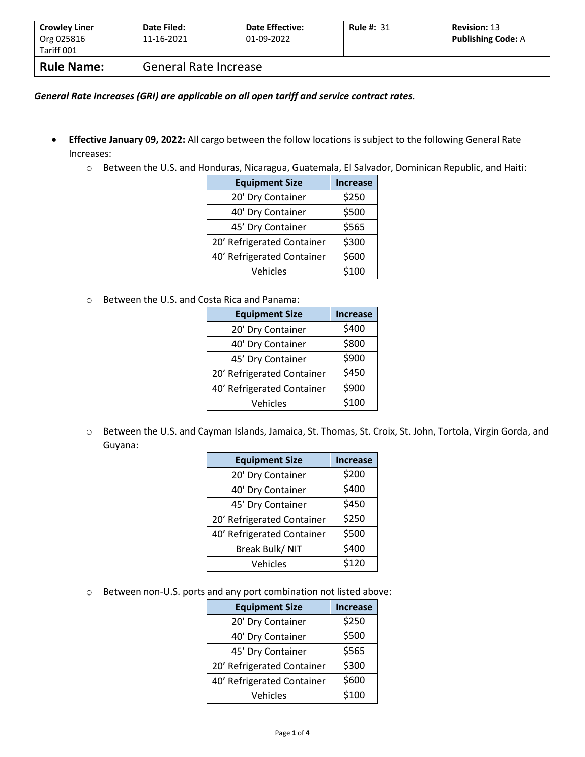| Crowley Liner<br>Org 025816<br>Tariff 001 | Date Filed:<br>11-16-2021 | Date Effective:<br>01-09-2022 | Rule #: 31 | Revision: 13<br>Publishing Code: A |
|---|---|---|---|---|
| **Rule Name:** | General Rate Increase | | | |

***General Rate Increases (GRI) are applicable on all open tariff and service contract rates.***

- **Effective January 09, 2022:** All cargo between the follow locations is subject to the following General Rate Increases:
  - Between the U.S. and Honduras, Nicaragua, Guatemala, El Salvador, Dominican Republic, and Haiti:

| Equipment Size | Increase |
|---|---|
| 20' Dry Container | $250 |
| 40' Dry Container | $500 |
| 45' Dry Container | $565 |
| 20' Refrigerated Container | $300 |
| 40' Refrigerated Container | $600 |
| Vehicles | $100 |

  - Between the U.S. and Costa Rica and Panama:

| Equipment Size | Increase |
|---|---|
| 20' Dry Container | $400 |
| 40' Dry Container | $800 |
| 45' Dry Container | $900 |
| 20' Refrigerated Container | $450 |
| 40' Refrigerated Container | $900 |
| Vehicles | $100 |

  - Between the U.S. and Cayman Islands, Jamaica, St. Thomas, St. Croix, St. John, Tortola, Virgin Gorda, and Guyana:

| Equipment Size | Increase |
|---|---|
| 20' Dry Container | $200 |
| 40' Dry Container | $400 |
| 45' Dry Container | $450 |
| 20' Refrigerated Container | $250 |
| 40' Refrigerated Container | $500 |
| Break Bulk/ NIT | $400 |
| Vehicles | $120 |

  - Between non-U.S. ports and any port combination not listed above:

| Equipment Size | Increase |
|---|---|
| 20' Dry Container | $250 |
| 40' Dry Container | $500 |
| 45' Dry Container | $565 |
| 20' Refrigerated Container | $300 |
| 40' Refrigerated Container | $600 |
| Vehicles | $100 |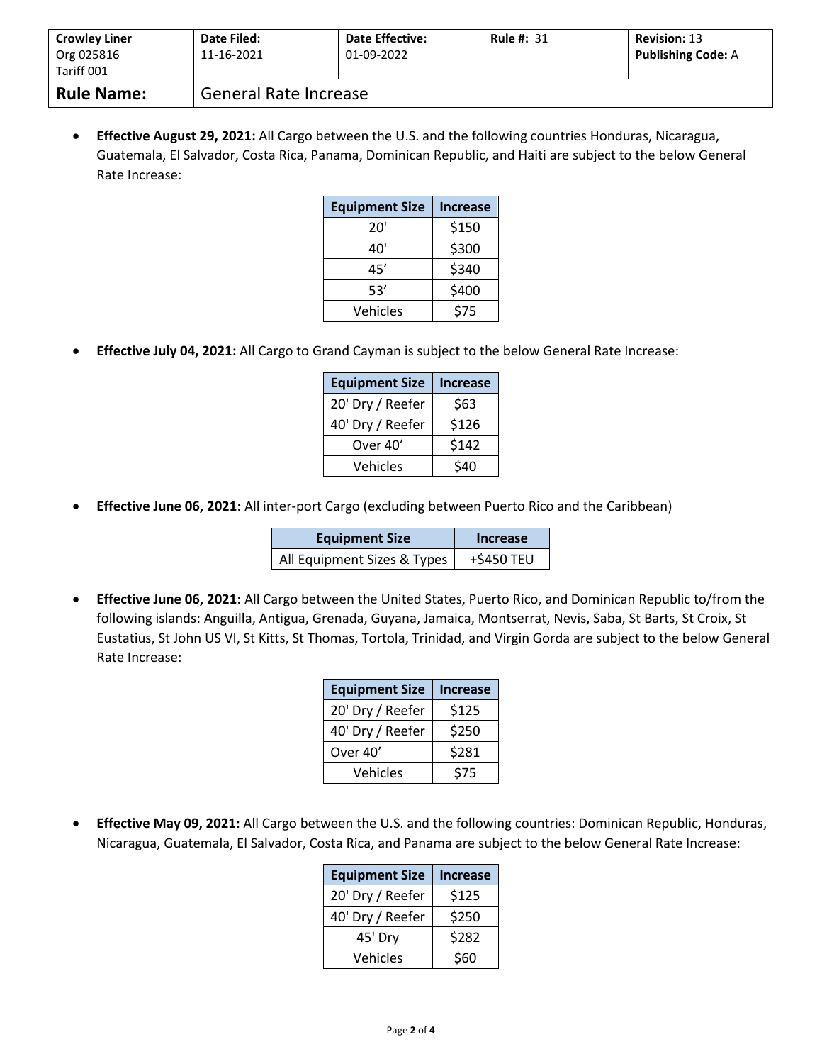| Crowley Liner<br>Org 025816<br>Tariff 001 | Date Filed:<br>11-16-2021 | Date Effective:<br>01-09-2022 | Rule #: 31 | Revision: 13<br>Publishing Code: A |
|---|---|---|---|---|
| **Rule Name:** | General Rate Increase | | | |

- **Effective August 29, 2021:** All Cargo between the U.S. and the following countries Honduras, Nicaragua, Guatemala, El Salvador, Costa Rica, Panama, Dominican Republic, and Haiti are subject to the below General Rate Increase:

| Equipment Size | Increase |
|---|---|
| 20' | $150 |
| 40' | $300 |
| 45’ | $340 |
| 53’ | $400 |
| Vehicles | $75 |

- **Effective July 04, 2021:** All Cargo to Grand Cayman is subject to the below General Rate Increase:

| Equipment Size | Increase |
|---|---|
| 20' Dry / Reefer | $63 |
| 40' Dry / Reefer | $126 |
| Over 40’ | $142 |
| Vehicles | $40 |

- **Effective June 06, 2021:** All inter-port Cargo (excluding between Puerto Rico and the Caribbean)

| Equipment Size | Increase |
|---|---|
| All Equipment Sizes & Types | +$450 TEU |

- **Effective June 06, 2021:** All Cargo between the United States, Puerto Rico, and Dominican Republic to/from the following islands: Anguilla, Antigua, Grenada, Guyana, Jamaica, Montserrat, Nevis, Saba, St Barts, St Croix, St Eustatius, St John US VI, St Kitts, St Thomas, Tortola, Trinidad, and Virgin Gorda are subject to the below General Rate Increase:

| Equipment Size | Increase |
|---|---|
| 20' Dry / Reefer | $125 |
| 40' Dry / Reefer | $250 |
| Over 40’ | $281 |
| Vehicles | $75 |

- **Effective May 09, 2021:** All Cargo between the U.S. and the following countries: Dominican Republic, Honduras, Nicaragua, Guatemala, El Salvador, Costa Rica, and Panama are subject to the below General Rate Increase:

| Equipment Size | Increase |
|---|---|
| 20' Dry / Reefer | $125 |
| 40' Dry / Reefer | $250 |
| 45' Dry | $282 |
| Vehicles | $60 |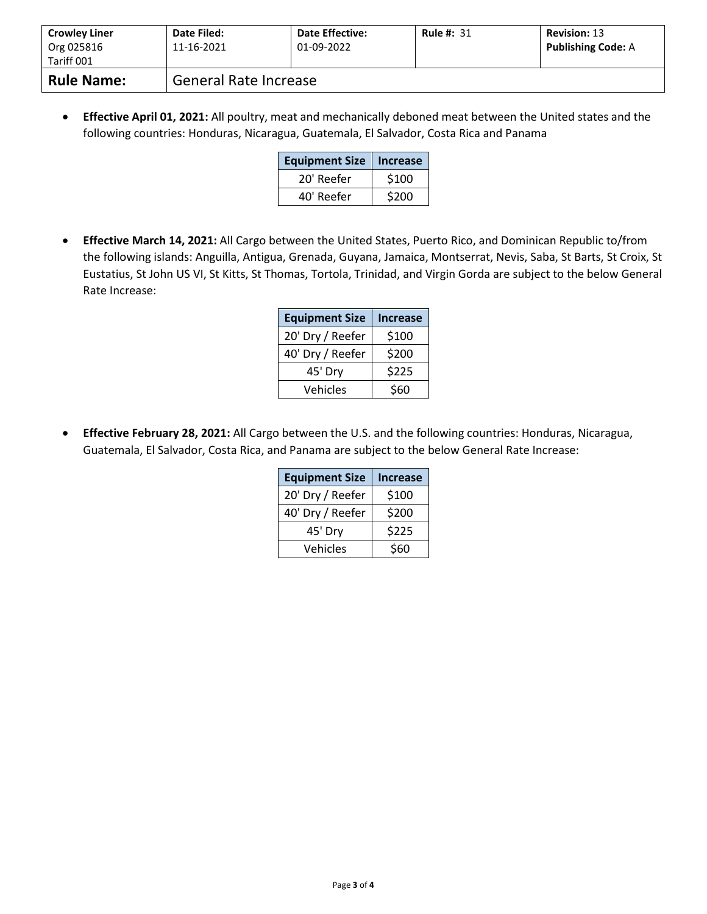| **Crowley Liner** Org 025816 Tariff 001 | **Date Filed:** 11-16-2021 | **Date Effective:** 01-09-2022 | **Rule #:** 31 | **Revision:** 13 **Publishing Code:** A |
|---|---|---|---|---|
| **Rule Name:** | General Rate Increase | | | |

- **Effective April 01, 2021:** All poultry, meat and mechanically deboned meat between the United states and the following countries: Honduras, Nicaragua, Guatemala, El Salvador, Costa Rica and Panama

| Equipment Size | Increase |
|---|---|
| 20' Reefer | $100 |
| 40' Reefer | $200 |

- **Effective March 14, 2021:** All Cargo between the United States, Puerto Rico, and Dominican Republic to/from the following islands: Anguilla, Antigua, Grenada, Guyana, Jamaica, Montserrat, Nevis, Saba, St Barts, St Croix, St Eustatius, St John US VI, St Kitts, St Thomas, Tortola, Trinidad, and Virgin Gorda are subject to the below General Rate Increase:

| Equipment Size | Increase |
|---|---|
| 20' Dry / Reefer | $100 |
| 40' Dry / Reefer | $200 |
| 45' Dry | $225 |
| Vehicles | $60 |

- **Effective February 28, 2021:** All Cargo between the U.S. and the following countries: Honduras, Nicaragua, Guatemala, El Salvador, Costa Rica, and Panama are subject to the below General Rate Increase:

| Equipment Size | Increase |
|---|---|
| 20' Dry / Reefer | $100 |
| 40' Dry / Reefer | $200 |
| 45' Dry | $225 |
| Vehicles | $60 |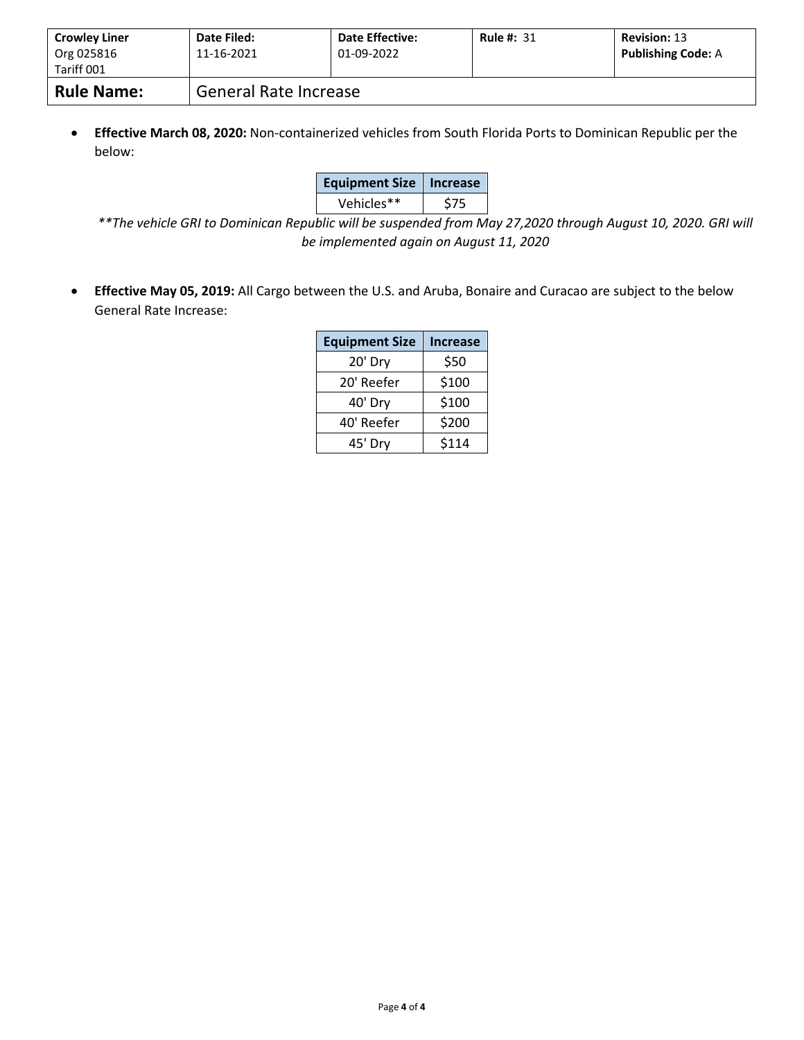| Crowley Liner Org 025816 Tariff 001 | Date Filed: 11-16-2021 | Date Effective: 01-09-2022 | Rule #: 31 | Revision: 13 Publishing Code: A |
|---|---|---|---|---|
| **Rule Name:** | General Rate Increase | | | |

- **Effective March 08, 2020:** Non-containerized vehicles from South Florida Ports to Dominican Republic per the below:

| Equipment Size | Increase |
|---|---|
| Vehicles** | $75 |

*\*\*The vehicle GRI to Dominican Republic will be suspended from May 27,2020 through August 10, 2020. GRI will be implemented again on August 11, 2020*

- **Effective May 05, 2019:** All Cargo between the U.S. and Aruba, Bonaire and Curacao are subject to the below General Rate Increase:

| Equipment Size | Increase |
|---|---|
| 20' Dry | $50 |
| 20' Reefer | $100 |
| 40' Dry | $100 |
| 40' Reefer | $200 |
| 45' Dry | $114 |